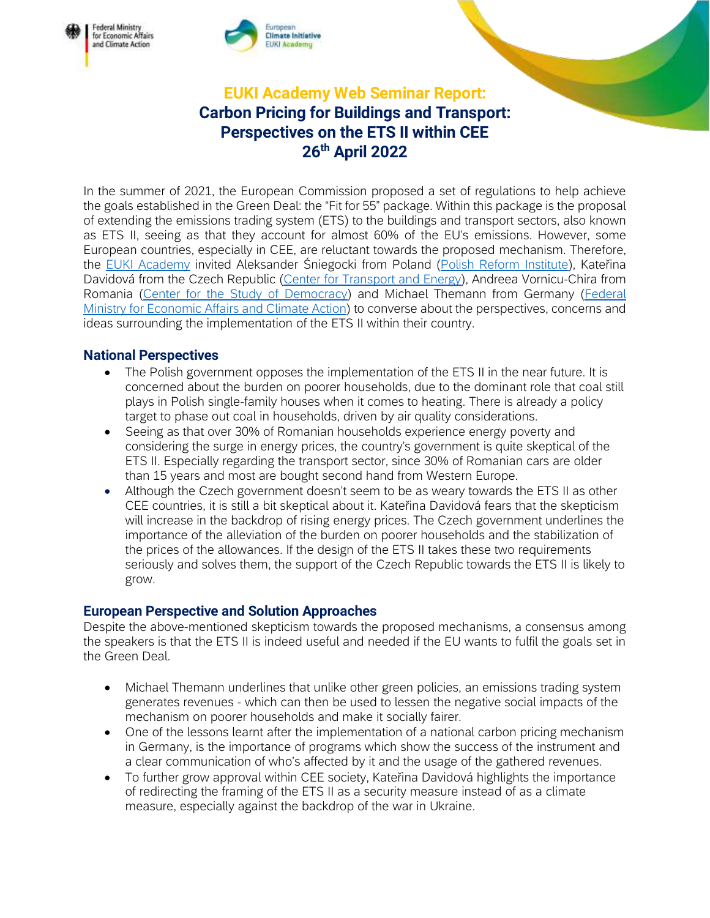# EUKI Academy Web Seminar Report: Carbon Pricing for Buildings and Transport: Perspectives on the ETS II within CEE 26th April 2022

In the summer of 2021, the European Commission proposed a set of regulations to help achieve the goals established in the Green Deal: the "Fit for 55" package. Within this package is the proposal of extending the emissions trading system (ETS) to the buildings and transport sectors, also known as ETS II, seeing as that they account for almost 60% of the EU's emissions. However, some European countries, especially in CEE, are reluctant towards the proposed mechanism. Therefore, the EUKI Academy invited Aleksander Śniegocki from Poland (Polish Reform Institute), Kateřina Davidová from the Czech Republic (Center for Transport and Energy), Andreea Vornicu-Chira from Romania (Center for the Study of Democracy) and Michael Themann from Germany (Federal Ministry for Economic Affairs and Climate Action) to converse about the perspectives, concerns and ideas surrounding the implementation of the ETS II within their country.

## National Perspectives

- The Polish government opposes the implementation of the ETS II in the near future. It is concerned about the burden on poorer households, due to the dominant role that coal still plays in Polish single-family houses when it comes to heating. There is already a policy target to phase out coal in households, driven by air quality considerations.
- Seeing as that over 30% of Romanian households experience energy poverty and considering the surge in energy prices, the country's government is quite skeptical of the ETS II. Especially regarding the transport sector, since 30% of Romanian cars are older than 15 years and most are bought second hand from Western Europe.
- Although the Czech government doesn't seem to be as weary towards the ETS II as other CEE countries, it is still a bit skeptical about it. Kateřina Davidová fears that the skepticism will increase in the backdrop of rising energy prices. The Czech government underlines the importance of the alleviation of the burden on poorer households and the stabilization of the prices of the allowances. If the design of the ETS II takes these two requirements seriously and solves them, the support of the Czech Republic towards the ETS II is likely to grow.

## European Perspective and Solution Approaches

Despite the above-mentioned skepticism towards the proposed mechanisms, a consensus among the speakers is that the ETS II is indeed useful and needed if the EU wants to fulfil the goals set in the Green Deal.

- Michael Themann underlines that unlike other green policies, an emissions trading system generates revenues - which can then be used to lessen the negative social impacts of the mechanism on poorer households and make it socially fairer.
- One of the lessons learnt after the implementation of a national carbon pricing mechanism in Germany, is the importance of programs which show the success of the instrument and a clear communication of who's affected by it and the usage of the gathered revenues.
- To further grow approval within CEE society, Kateřina Davidová highlights the importance of redirecting the framing of the ETS II as a security measure instead of as a climate measure, especially against the backdrop of the war in Ukraine.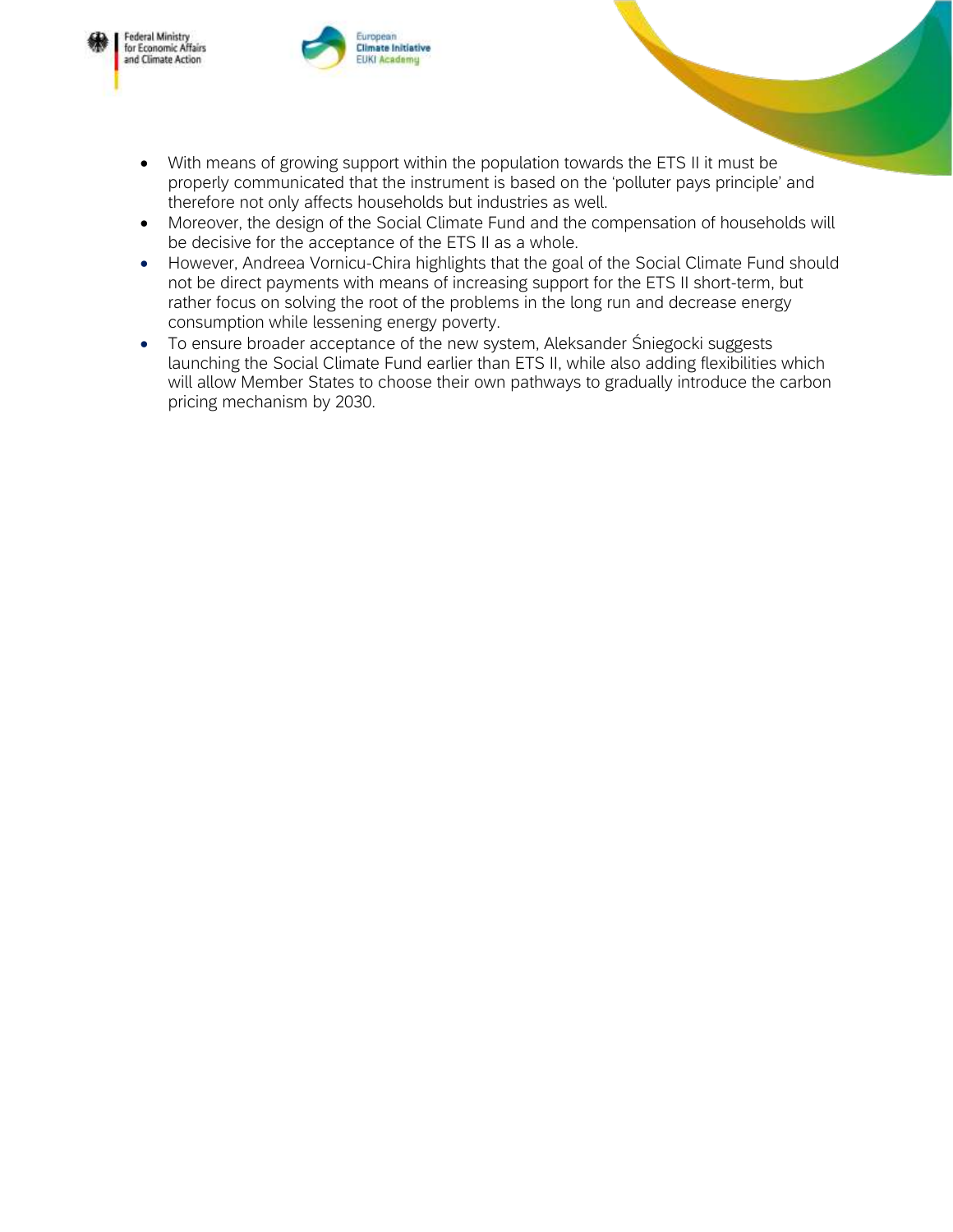- With means of growing support within the population towards the ETS II it must be properly communicated that the instrument is based on the 'polluter pays principle' and therefore not only affects households but industries as well.
- Moreover, the design of the Social Climate Fund and the compensation of households will be decisive for the acceptance of the ETS II as a whole.
- However, Andreea Vornicu-Chira highlights that the goal of the Social Climate Fund should not be direct payments with means of increasing support for the ETS II short-term, but rather focus on solving the root of the problems in the long run and decrease energy consumption while lessening energy poverty.
- To ensure broader acceptance of the new system, Aleksander Śniegocki suggests launching the Social Climate Fund earlier than ETS II, while also adding flexibilities which will allow Member States to choose their own pathways to gradually introduce the carbon pricing mechanism by 2030.